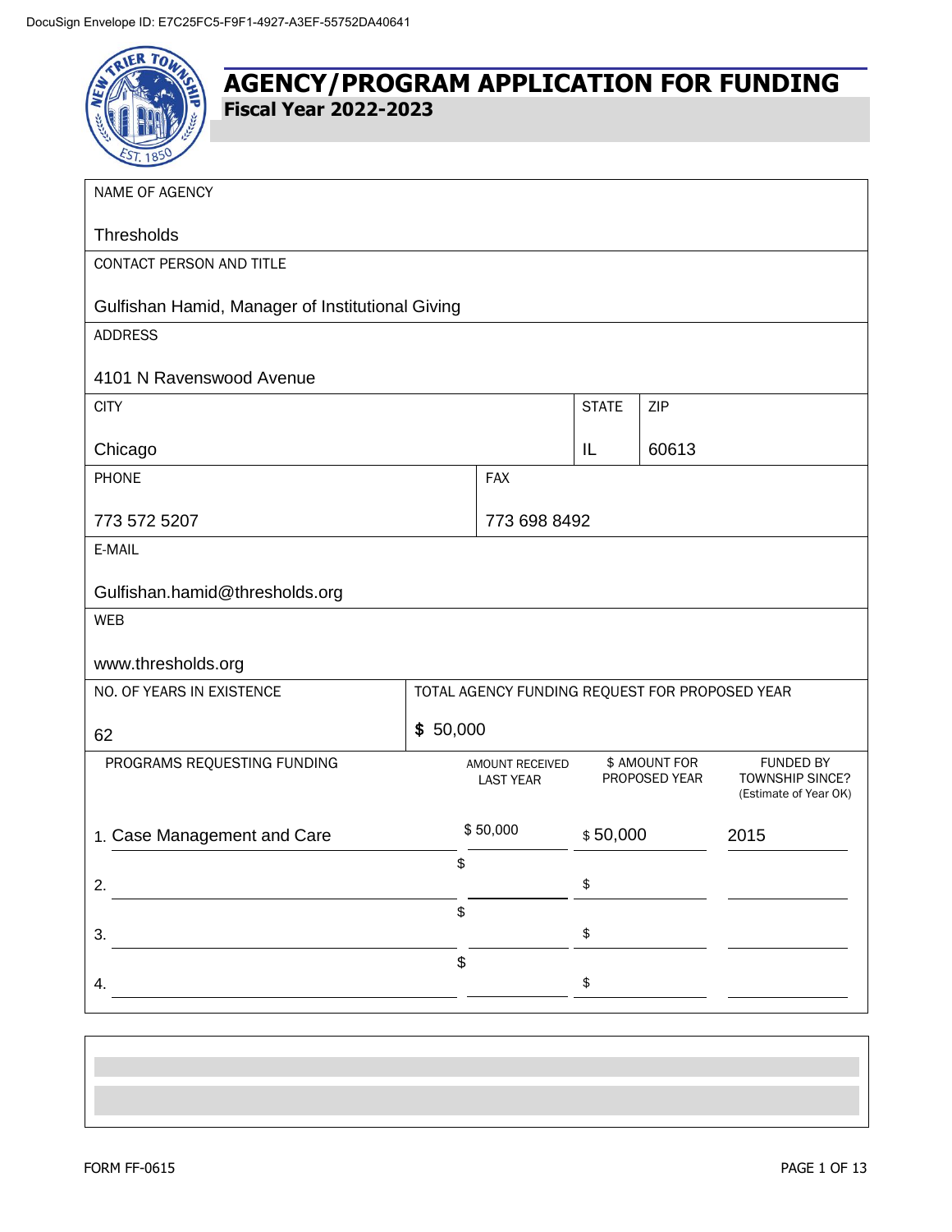DocuSign Envelope ID: E7C25FC5-F9F1-4927-A3EF-55752DA40641

# AGENCY/PROGRAM APPLICATION FOR FUNDING

## Fiscal Year 2022-2023

| NAME OF AGENCY | | | |
|---|---|---|---|
| Thresholds | | | |
| **CONTACT PERSON AND TITLE** | | | |
| Gulfishan Hamid, Manager of Institutional Giving | | | |
| **ADDRESS** | | | |
| 4101 N Ravenswood Avenue | | | |
| **CITY** | | **STATE** | **ZIP** |
| Chicago | | IL | 60613 |
| **PHONE** | **FAX** | | |
| 773 572 5207 | 773 698 8492 | | |
| **E-MAIL** | | | |
| Gulfishan.hamid@thresholds.org | | | |
| **WEB** | | | |
| www.thresholds.org | | | |
| **NO. OF YEARS IN EXISTENCE** | **TOTAL AGENCY FUNDING REQUEST FOR PROPOSED YEAR** | | |
| 62 | $ 50,000 | | |

| PROGRAMS REQUESTING FUNDING | AMOUNT RECEIVED LAST YEAR | $ AMOUNT FOR PROPOSED YEAR | FUNDED BY TOWNSHIP SINCE? (Estimate of Year OK) |
|---|---|---|---|
| 1. Case Management and Care | $ 50,000 | $ 50,000 | 2015 |
| 2. | $ | $ | |
| 3. | $ | $ | |
| 4. | $ | $ | |

FORM FF-0615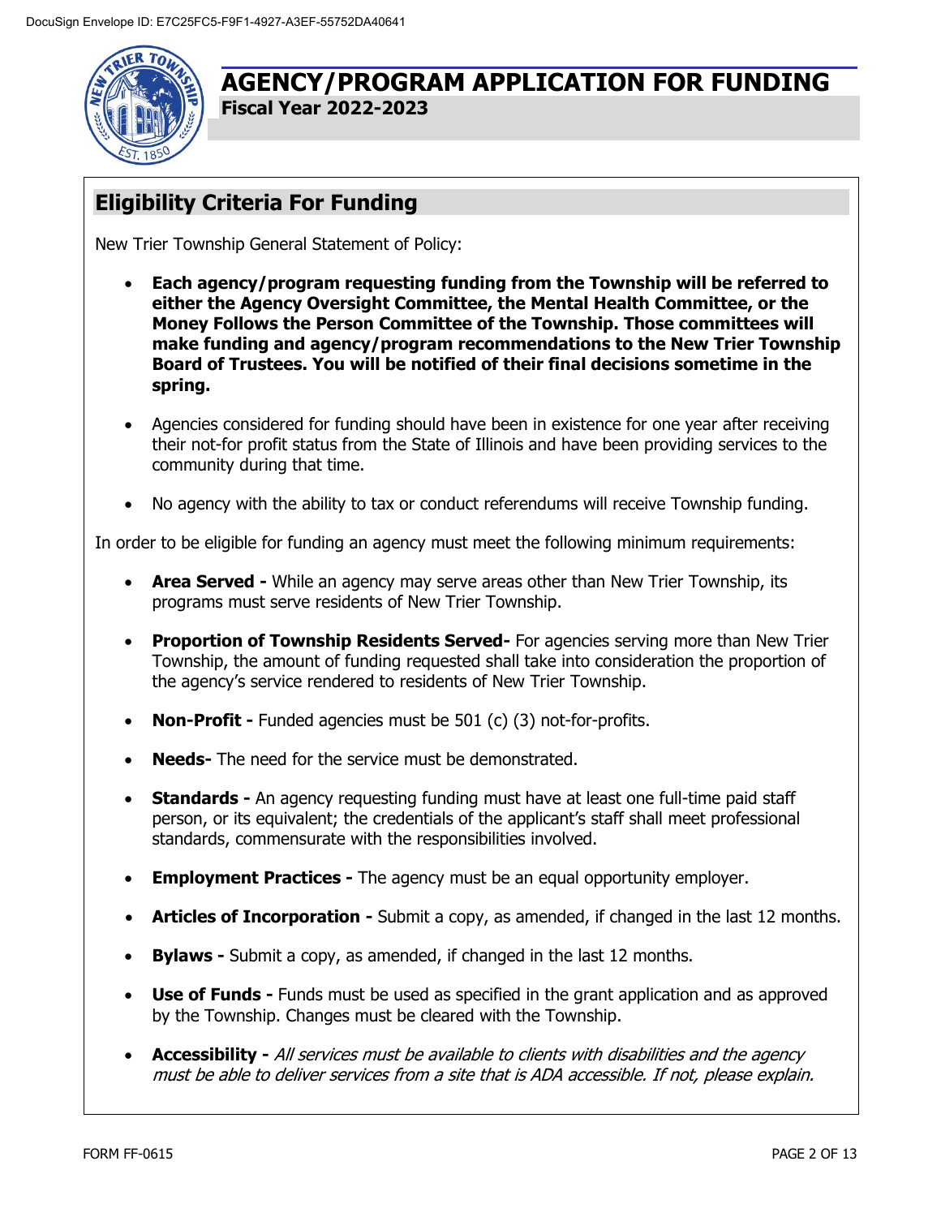# AGENCY/PROGRAM APPLICATION FOR FUNDING

**Fiscal Year 2022-2023**

## Eligibility Criteria For Funding

New Trier Township General Statement of Policy:

- **Each agency/program requesting funding from the Township will be referred to either the Agency Oversight Committee, the Mental Health Committee, or the Money Follows the Person Committee of the Township. Those committees will make funding and agency/program recommendations to the New Trier Township Board of Trustees. You will be notified of their final decisions sometime in the spring.**
- Agencies considered for funding should have been in existence for one year after receiving their not-for profit status from the State of Illinois and have been providing services to the community during that time.
- No agency with the ability to tax or conduct referendums will receive Township funding.

In order to be eligible for funding an agency must meet the following minimum requirements:

- **Area Served -** While an agency may serve areas other than New Trier Township, its programs must serve residents of New Trier Township.
- **Proportion of Township Residents Served-** For agencies serving more than New Trier Township, the amount of funding requested shall take into consideration the proportion of the agency's service rendered to residents of New Trier Township.
- **Non-Profit -** Funded agencies must be 501 (c) (3) not-for-profits.
- **Needs-** The need for the service must be demonstrated.
- **Standards -** An agency requesting funding must have at least one full-time paid staff person, or its equivalent; the credentials of the applicant's staff shall meet professional standards, commensurate with the responsibilities involved.
- **Employment Practices -** The agency must be an equal opportunity employer.
- **Articles of Incorporation -** Submit a copy, as amended, if changed in the last 12 months.
- **Bylaws -** Submit a copy, as amended, if changed in the last 12 months.
- **Use of Funds -** Funds must be used as specified in the grant application and as approved by the Township. Changes must be cleared with the Township.
- **Accessibility -** *All services must be available to clients with disabilities and the agency must be able to deliver services from a site that is ADA accessible. If not, please explain.*

FORM FF-0615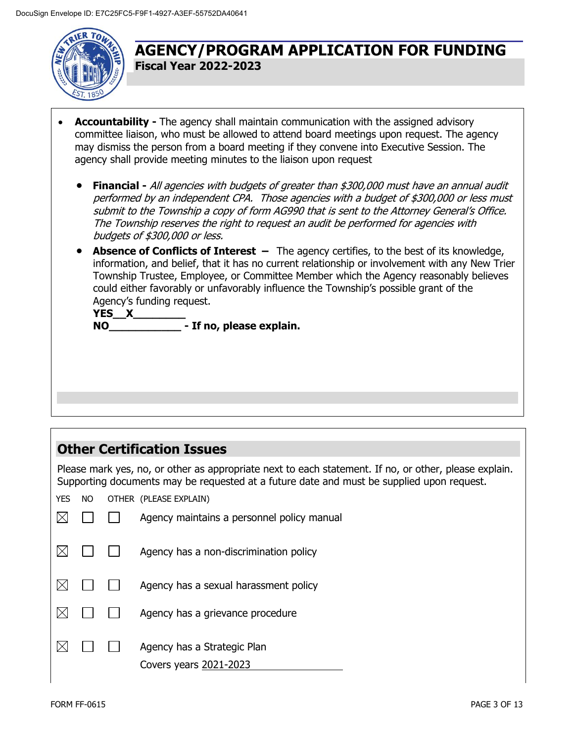# AGENCY/PROGRAM APPLICATION FOR FUNDING

**Fiscal Year 2022-2023**

- **Accountability -** The agency shall maintain communication with the assigned advisory committee liaison, who must be allowed to attend board meetings upon request. The agency may dismiss the person from a board meeting if they convene into Executive Session. The agency shall provide meeting minutes to the liaison upon request

  - **Financial -** *All agencies with budgets of greater than $300,000 must have an annual audit performed by an independent CPA. Those agencies with a budget of $300,000 or less must submit to the Township a copy of form AG990 that is sent to the Attorney General's Office. The Township reserves the right to request an audit be performed for agencies with budgets of $300,000 or less.*
  - **Absence of Conflicts of Interest –** The agency certifies, to the best of its knowledge, information, and belief, that it has no current relationship or involvement with any New Trier Township Trustee, Employee, or Committee Member which the Agency reasonably believes could either favorably or unfavorably influence the Township's possible grant of the Agency's funding request.

    **YES__X________**

    **NO___________ - If no, please explain.**

## Other Certification Issues

Please mark yes, no, or other as appropriate next to each statement. If no, or other, please explain. Supporting documents may be requested at a future date and must be supplied upon request.

| YES | NO | OTHER | (PLEASE EXPLAIN) |
|---|---|---|---|
| ☒ | ☐ | ☐ | Agency maintains a personnel policy manual |
| ☒ | ☐ | ☐ | Agency has a non-discrimination policy |
| ☒ | ☐ | ☐ | Agency has a sexual harassment policy |
| ☒ | ☐ | ☐ | Agency has a grievance procedure |
| ☒ | ☐ | ☐ | Agency has a Strategic Plan<br>Covers years 2021-2023 |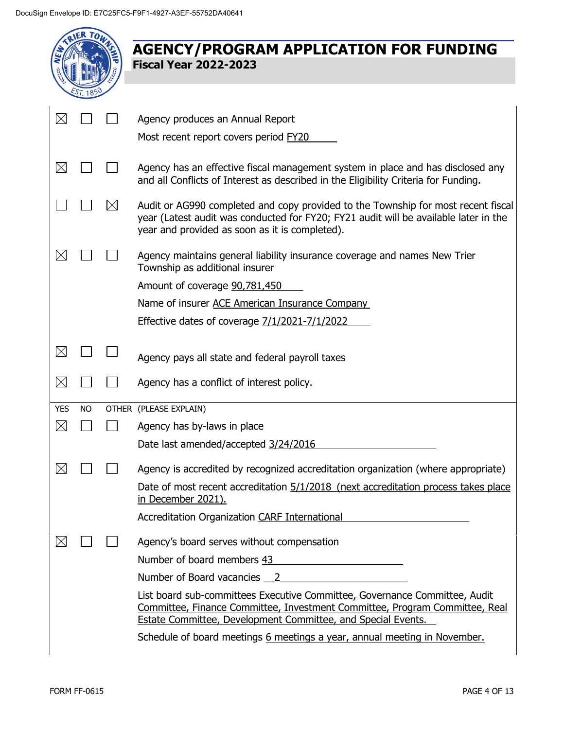DocuSign Envelope ID: E7C25FC5-F9F1-4927-A3EF-55752DA40641

# AGENCY/PROGRAM APPLICATION FOR FUNDING

**Fiscal Year 2022-2023**

| YES | NO | OTHER | (PLEASE EXPLAIN) |
|---|---|---|---|
| ☒ | ☐ | ☐ | Agency produces an Annual Report<br>Most recent report covers period FY20 |
| ☒ | ☐ | ☐ | Agency has an effective fiscal management system in place and has disclosed any and all Conflicts of Interest as described in the Eligibility Criteria for Funding. |
| ☐ | ☐ | ☒ | Audit or AG990 completed and copy provided to the Township for most recent fiscal year (Latest audit was conducted for FY20; FY21 audit will be available later in the year and provided as soon as it is completed). |
| ☒ | ☐ | ☐ | Agency maintains general liability insurance coverage and names New Trier Township as additional insurer<br>Amount of coverage 90,781,450<br>Name of insurer ACE American Insurance Company<br>Effective dates of coverage 7/1/2021-7/1/2022 |
| ☒ | ☐ | ☐ | Agency pays all state and federal payroll taxes |
| ☒ | ☐ | ☐ | Agency has a conflict of interest policy. |
| ☒ | ☐ | ☐ | Agency has by-laws in place<br>Date last amended/accepted 3/24/2016 |
| ☒ | ☐ | ☐ | Agency is accredited by recognized accreditation organization (where appropriate)<br>Date of most recent accreditation 5/1/2018 (next accreditation process takes place in December 2021).<br>Accreditation Organization CARF International |
| ☒ | ☐ | ☐ | Agency's board serves without compensation<br>Number of board members 43<br>Number of Board vacancies 2<br>List board sub-committees Executive Committee, Governance Committee, Audit Committee, Finance Committee, Investment Committee, Program Committee, Real Estate Committee, Development Committee, and Special Events.<br>Schedule of board meetings 6 meetings a year, annual meeting in November. |

FORM FF-0615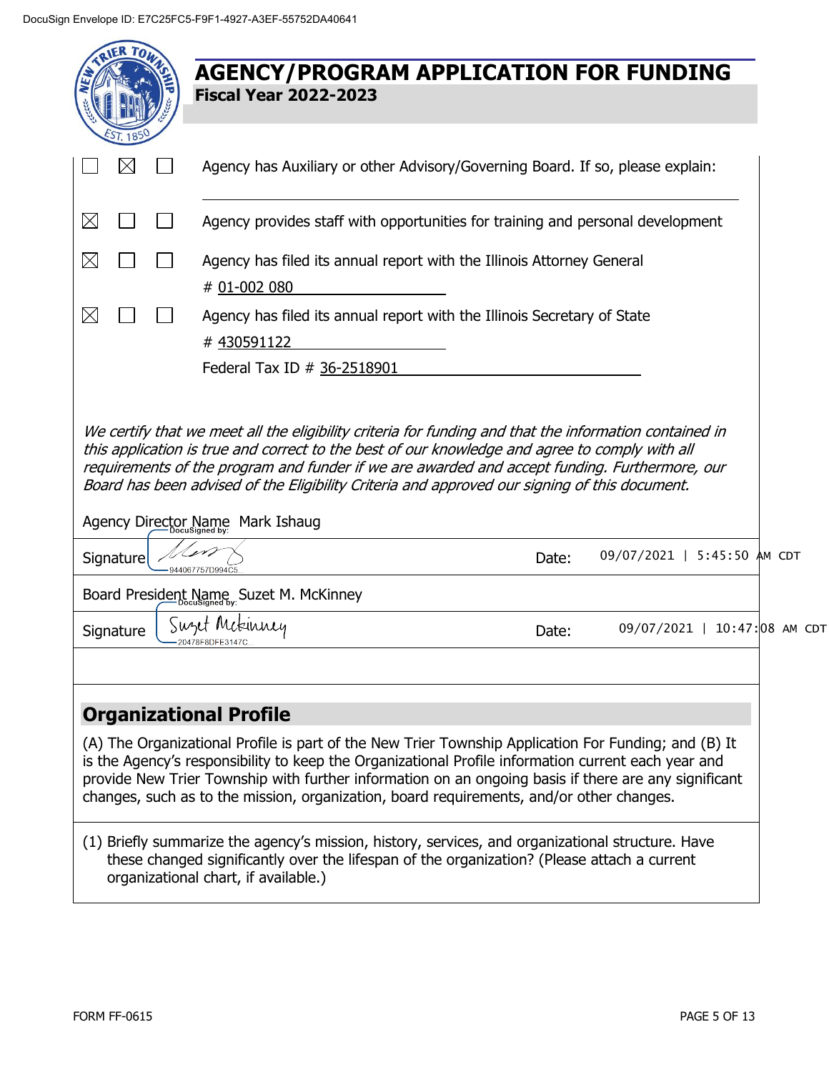DocuSign Envelope ID: E7C25FC5-F9F1-4927-A3EF-55752DA40641

# AGENCY/PROGRAM APPLICATION FOR FUNDING

**Fiscal Year 2022-2023**

| | | | |
|---|---|---|---|
| ☐ | ☒ | ☐ | Agency has Auxiliary or other Advisory/Governing Board. If so, please explain: |
| ☒ | ☐ | ☐ | Agency provides staff with opportunities for training and personal development |
| ☒ | ☐ | ☐ | Agency has filed its annual report with the Illinois Attorney General # 01-002 080 |
| ☒ | ☐ | ☐ | Agency has filed its annual report with the Illinois Secretary of State # 430591122 |
| | | | Federal Tax ID # 36-2518901 |

*We certify that we meet all the eligibility criteria for funding and that the information contained in this application is true and correct to the best of our knowledge and agree to comply with all requirements of the program and funder if we are awarded and accept funding. Furthermore, our Board has been advised of the Eligibility Criteria and approved our signing of this document.*

Agency Director Name Mark Ishaug

| | | | |
|---|---|---|---|
| Signature | DocuSigned by: [signature] 944067757D994C5... | Date: | 09/07/2021 \| 5:45:50 AM CDT |

Board President Name Suzet M. McKinney

| | | | |
|---|---|---|---|
| Signature | DocuSigned by: Suzet McKinney 20478F8DFE3147C... | Date: | 09/07/2021 \| 10:47:08 AM CDT |

## Organizational Profile

(A) The Organizational Profile is part of the New Trier Township Application For Funding; and (B) It is the Agency's responsibility to keep the Organizational Profile information current each year and provide New Trier Township with further information on an ongoing basis if there are any significant changes, such as to the mission, organization, board requirements, and/or other changes.

(1) Briefly summarize the agency's mission, history, services, and organizational structure. Have these changed significantly over the lifespan of the organization? (Please attach a current organizational chart, if available.)

FORM FF-0615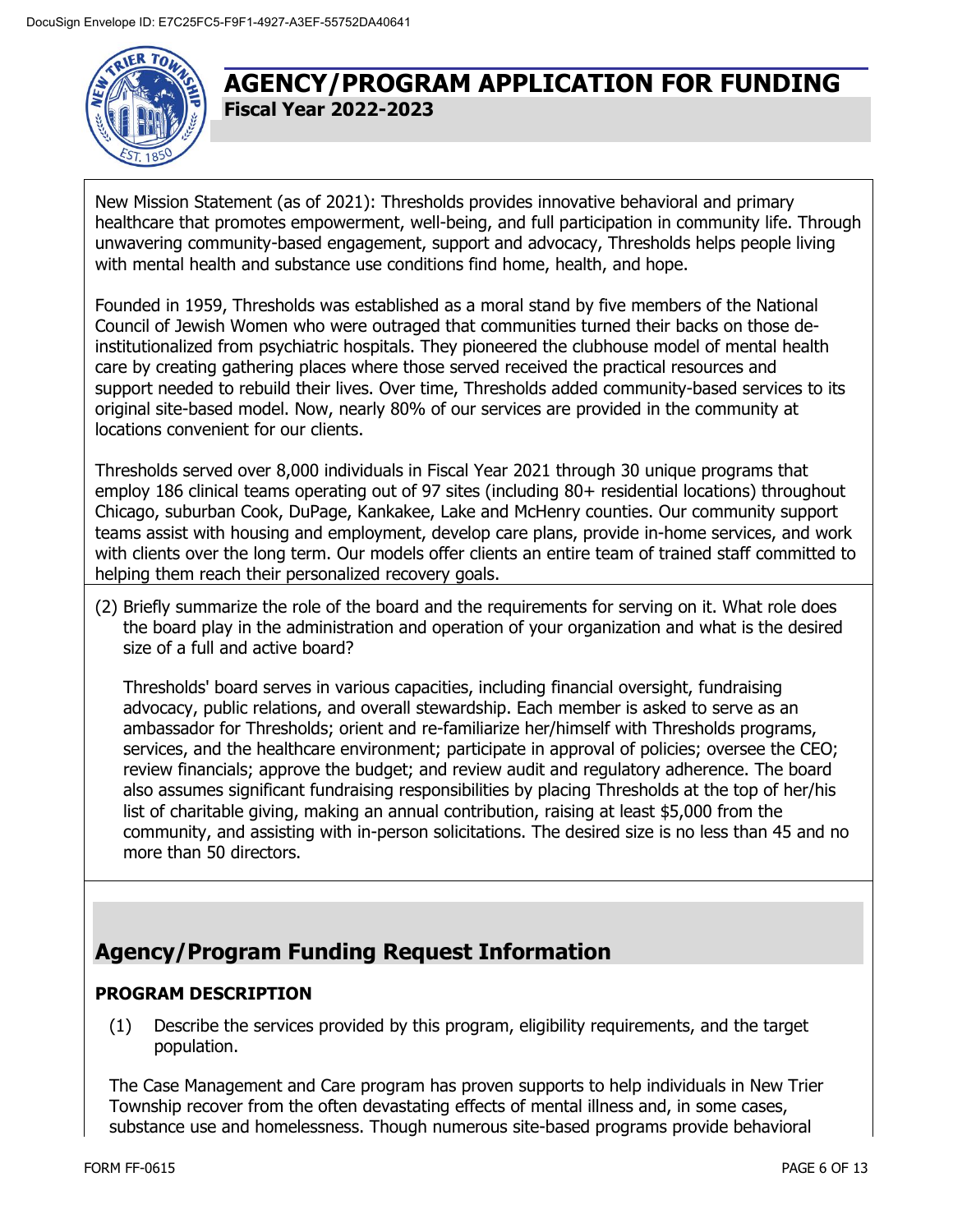# AGENCY/PROGRAM APPLICATION FOR FUNDING

**Fiscal Year 2022-2023**

New Mission Statement (as of 2021): Thresholds provides innovative behavioral and primary healthcare that promotes empowerment, well-being, and full participation in community life. Through unwavering community-based engagement, support and advocacy, Thresholds helps people living with mental health and substance use conditions find home, health, and hope.

Founded in 1959, Thresholds was established as a moral stand by five members of the National Council of Jewish Women who were outraged that communities turned their backs on those de-institutionalized from psychiatric hospitals. They pioneered the clubhouse model of mental health care by creating gathering places where those served received the practical resources and support needed to rebuild their lives. Over time, Thresholds added community-based services to its original site-based model. Now, nearly 80% of our services are provided in the community at locations convenient for our clients.

Thresholds served over 8,000 individuals in Fiscal Year 2021 through 30 unique programs that employ 186 clinical teams operating out of 97 sites (including 80+ residential locations) throughout Chicago, suburban Cook, DuPage, Kankakee, Lake and McHenry counties. Our community support teams assist with housing and employment, develop care plans, provide in-home services, and work with clients over the long term. Our models offer clients an entire team of trained staff committed to helping them reach their personalized recovery goals.

(2) Briefly summarize the role of the board and the requirements for serving on it. What role does the board play in the administration and operation of your organization and what is the desired size of a full and active board?

Thresholds' board serves in various capacities, including financial oversight, fundraising advocacy, public relations, and overall stewardship. Each member is asked to serve as an ambassador for Thresholds; orient and re-familiarize her/himself with Thresholds programs, services, and the healthcare environment; participate in approval of policies; oversee the CEO; review financials; approve the budget; and review audit and regulatory adherence. The board also assumes significant fundraising responsibilities by placing Thresholds at the top of her/his list of charitable giving, making an annual contribution, raising at least $5,000 from the community, and assisting with in-person solicitations. The desired size is no less than 45 and no more than 50 directors.

## Agency/Program Funding Request Information

### PROGRAM DESCRIPTION

(1) Describe the services provided by this program, eligibility requirements, and the target population.

The Case Management and Care program has proven supports to help individuals in New Trier Township recover from the often devastating effects of mental illness and, in some cases, substance use and homelessness. Though numerous site-based programs provide behavioral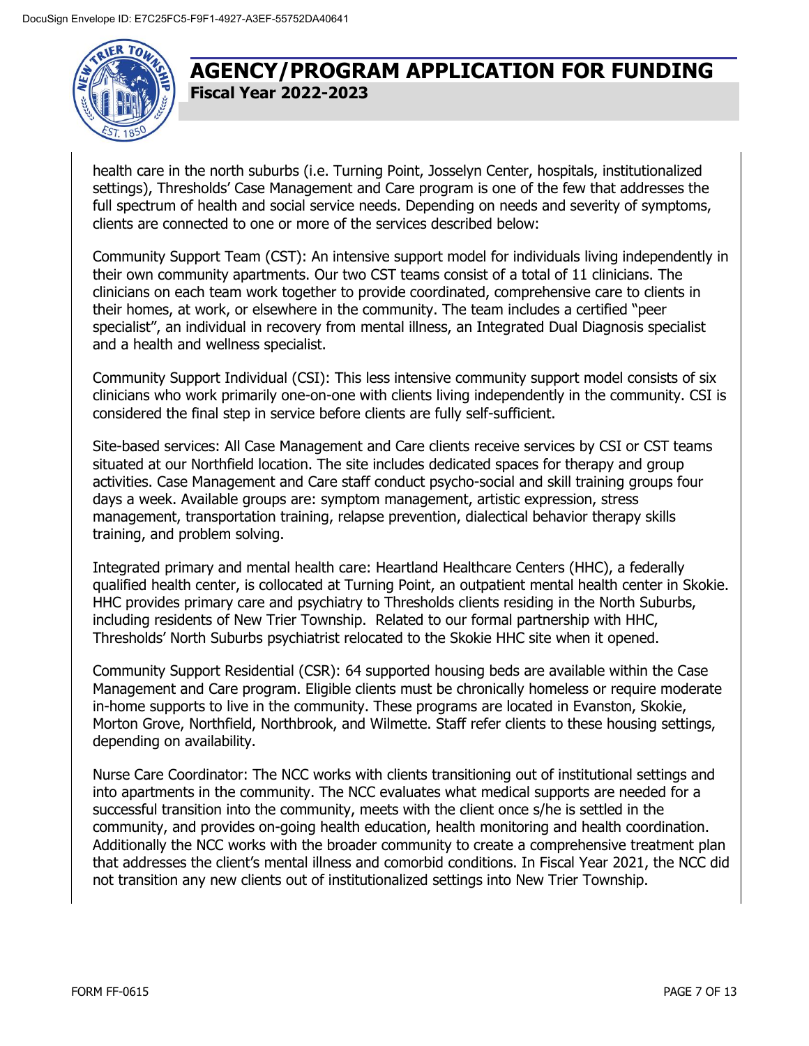health care in the north suburbs (i.e. Turning Point, Josselyn Center, hospitals, institutionalized settings), Thresholds' Case Management and Care program is one of the few that addresses the full spectrum of health and social service needs. Depending on needs and severity of symptoms, clients are connected to one or more of the services described below:

Community Support Team (CST): An intensive support model for individuals living independently in their own community apartments. Our two CST teams consist of a total of 11 clinicians. The clinicians on each team work together to provide coordinated, comprehensive care to clients in their homes, at work, or elsewhere in the community. The team includes a certified "peer specialist", an individual in recovery from mental illness, an Integrated Dual Diagnosis specialist and a health and wellness specialist.

Community Support Individual (CSI): This less intensive community support model consists of six clinicians who work primarily one-on-one with clients living independently in the community. CSI is considered the final step in service before clients are fully self-sufficient.

Site-based services: All Case Management and Care clients receive services by CSI or CST teams situated at our Northfield location. The site includes dedicated spaces for therapy and group activities. Case Management and Care staff conduct psycho-social and skill training groups four days a week. Available groups are: symptom management, artistic expression, stress management, transportation training, relapse prevention, dialectical behavior therapy skills training, and problem solving.

Integrated primary and mental health care: Heartland Healthcare Centers (HHC), a federally qualified health center, is collocated at Turning Point, an outpatient mental health center in Skokie. HHC provides primary care and psychiatry to Thresholds clients residing in the North Suburbs, including residents of New Trier Township. Related to our formal partnership with HHC, Thresholds' North Suburbs psychiatrist relocated to the Skokie HHC site when it opened.

Community Support Residential (CSR): 64 supported housing beds are available within the Case Management and Care program. Eligible clients must be chronically homeless or require moderate in-home supports to live in the community. These programs are located in Evanston, Skokie, Morton Grove, Northfield, Northbrook, and Wilmette. Staff refer clients to these housing settings, depending on availability.

Nurse Care Coordinator: The NCC works with clients transitioning out of institutional settings and into apartments in the community. The NCC evaluates what medical supports are needed for a successful transition into the community, meets with the client once s/he is settled in the community, and provides on-going health education, health monitoring and health coordination. Additionally the NCC works with the broader community to create a comprehensive treatment plan that addresses the client's mental illness and comorbid conditions. In Fiscal Year 2021, the NCC did not transition any new clients out of institutionalized settings into New Trier Township.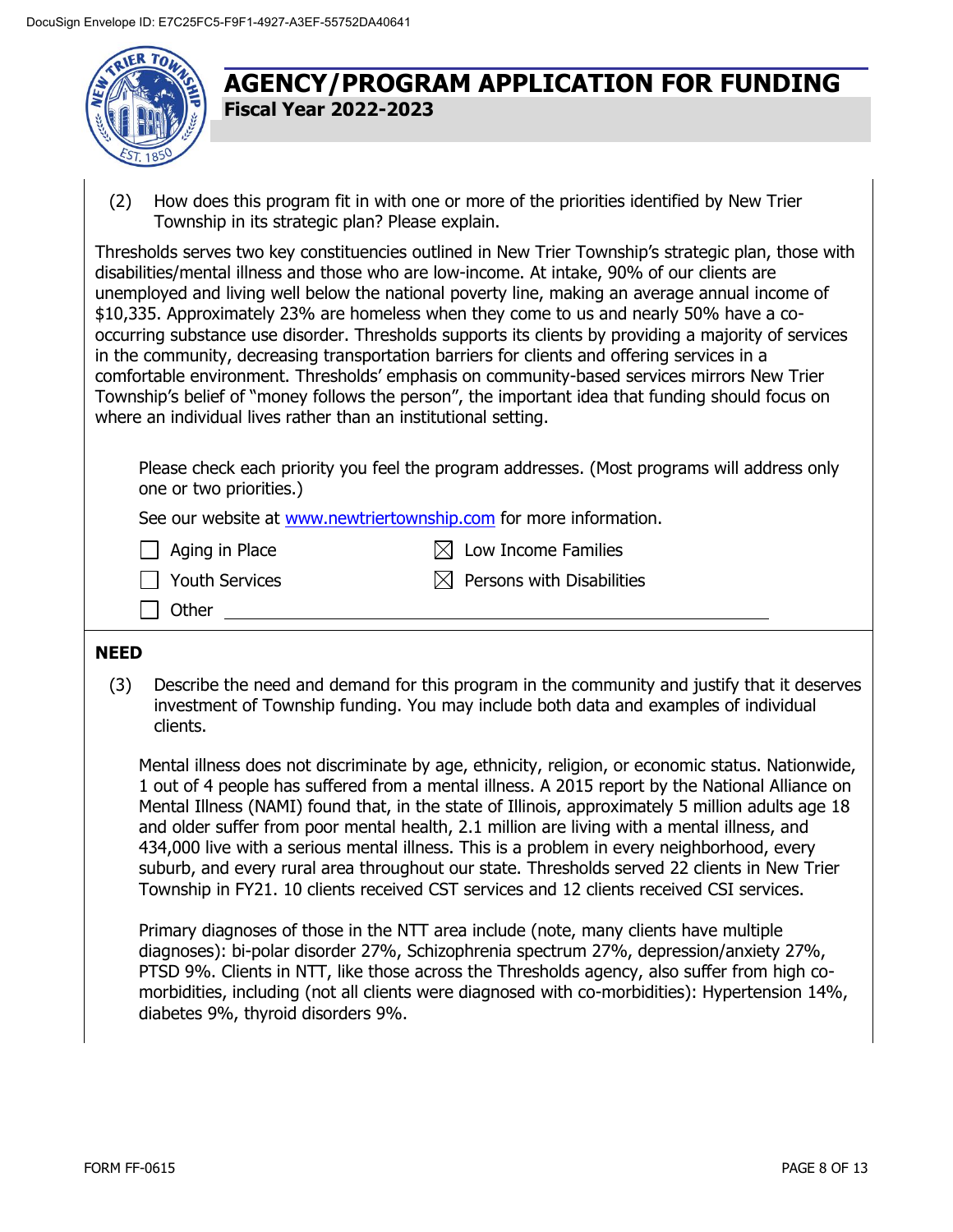# AGENCY/PROGRAM APPLICATION FOR FUNDING

**Fiscal Year 2022-2023**

(2) How does this program fit in with one or more of the priorities identified by New Trier Township in its strategic plan? Please explain.

Thresholds serves two key constituencies outlined in New Trier Township's strategic plan, those with disabilities/mental illness and those who are low-income. At intake, 90% of our clients are unemployed and living well below the national poverty line, making an average annual income of $10,335. Approximately 23% are homeless when they come to us and nearly 50% have a co-occurring substance use disorder. Thresholds supports its clients by providing a majority of services in the community, decreasing transportation barriers for clients and offering services in a comfortable environment. Thresholds' emphasis on community-based services mirrors New Trier Township's belief of "money follows the person", the important idea that funding should focus on where an individual lives rather than an institutional setting.

Please check each priority you feel the program addresses. (Most programs will address only one or two priorities.)

See our website at www.newtriertownship.com for more information.

- [ ] Aging in Place
- [x] Low Income Families
- [ ] Youth Services
- [x] Persons with Disabilities
- [ ] Other ____________________

## NEED

(3) Describe the need and demand for this program in the community and justify that it deserves investment of Township funding. You may include both data and examples of individual clients.

Mental illness does not discriminate by age, ethnicity, religion, or economic status. Nationwide, 1 out of 4 people has suffered from a mental illness. A 2015 report by the National Alliance on Mental Illness (NAMI) found that, in the state of Illinois, approximately 5 million adults age 18 and older suffer from poor mental health, 2.1 million are living with a mental illness, and 434,000 live with a serious mental illness. This is a problem in every neighborhood, every suburb, and every rural area throughout our state. Thresholds served 22 clients in New Trier Township in FY21. 10 clients received CST services and 12 clients received CSI services.

Primary diagnoses of those in the NTT area include (note, many clients have multiple diagnoses): bi-polar disorder 27%, Schizophrenia spectrum 27%, depression/anxiety 27%, PTSD 9%. Clients in NTT, like those across the Thresholds agency, also suffer from high co-morbidities, including (not all clients were diagnosed with co-morbidities): Hypertension 14%, diabetes 9%, thyroid disorders 9%.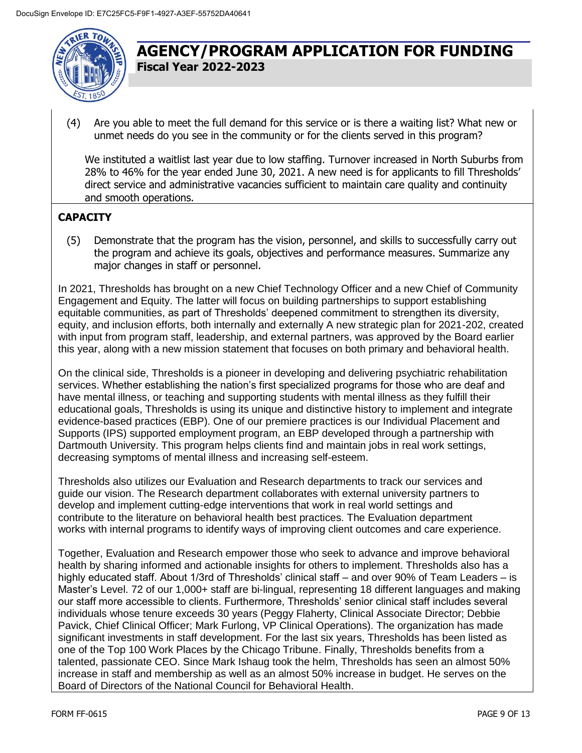(4) Are you able to meet the full demand for this service or is there a waiting list? What new or unmet needs do you see in the community or for the clients served in this program?

We instituted a waitlist last year due to low staffing. Turnover increased in North Suburbs from 28% to 46% for the year ended June 30, 2021. A new need is for applicants to fill Thresholds' direct service and administrative vacancies sufficient to maintain care quality and continuity and smooth operations.

**CAPACITY**

(5) Demonstrate that the program has the vision, personnel, and skills to successfully carry out the program and achieve its goals, objectives and performance measures. Summarize any major changes in staff or personnel.

In 2021, Thresholds has brought on a new Chief Technology Officer and a new Chief of Community Engagement and Equity. The latter will focus on building partnerships to support establishing equitable communities, as part of Thresholds' deepened commitment to strengthen its diversity, equity, and inclusion efforts, both internally and externally A new strategic plan for 2021-202, created with input from program staff, leadership, and external partners, was approved by the Board earlier this year, along with a new mission statement that focuses on both primary and behavioral health.

On the clinical side, Thresholds is a pioneer in developing and delivering psychiatric rehabilitation services. Whether establishing the nation's first specialized programs for those who are deaf and have mental illness, or teaching and supporting students with mental illness as they fulfill their educational goals, Thresholds is using its unique and distinctive history to implement and integrate evidence-based practices (EBP). One of our premiere practices is our Individual Placement and Supports (IPS) supported employment program, an EBP developed through a partnership with Dartmouth University. This program helps clients find and maintain jobs in real work settings, decreasing symptoms of mental illness and increasing self-esteem.

Thresholds also utilizes our Evaluation and Research departments to track our services and guide our vision. The Research department collaborates with external university partners to develop and implement cutting-edge interventions that work in real world settings and contribute to the literature on behavioral health best practices. The Evaluation department works with internal programs to identify ways of improving client outcomes and care experience.

Together, Evaluation and Research empower those who seek to advance and improve behavioral health by sharing informed and actionable insights for others to implement. Thresholds also has a highly educated staff. About 1/3rd of Thresholds' clinical staff – and over 90% of Team Leaders – is Master's Level. 72 of our 1,000+ staff are bi-lingual, representing 18 different languages and making our staff more accessible to clients. Furthermore, Thresholds' senior clinical staff includes several individuals whose tenure exceeds 30 years (Peggy Flaherty, Clinical Associate Director; Debbie Pavick, Chief Clinical Officer; Mark Furlong, VP Clinical Operations). The organization has made significant investments in staff development. For the last six years, Thresholds has been listed as one of the Top 100 Work Places by the Chicago Tribune. Finally, Thresholds benefits from a talented, passionate CEO. Since Mark Ishaug took the helm, Thresholds has seen an almost 50% increase in staff and membership as well as an almost 50% increase in budget. He serves on the Board of Directors of the National Council for Behavioral Health.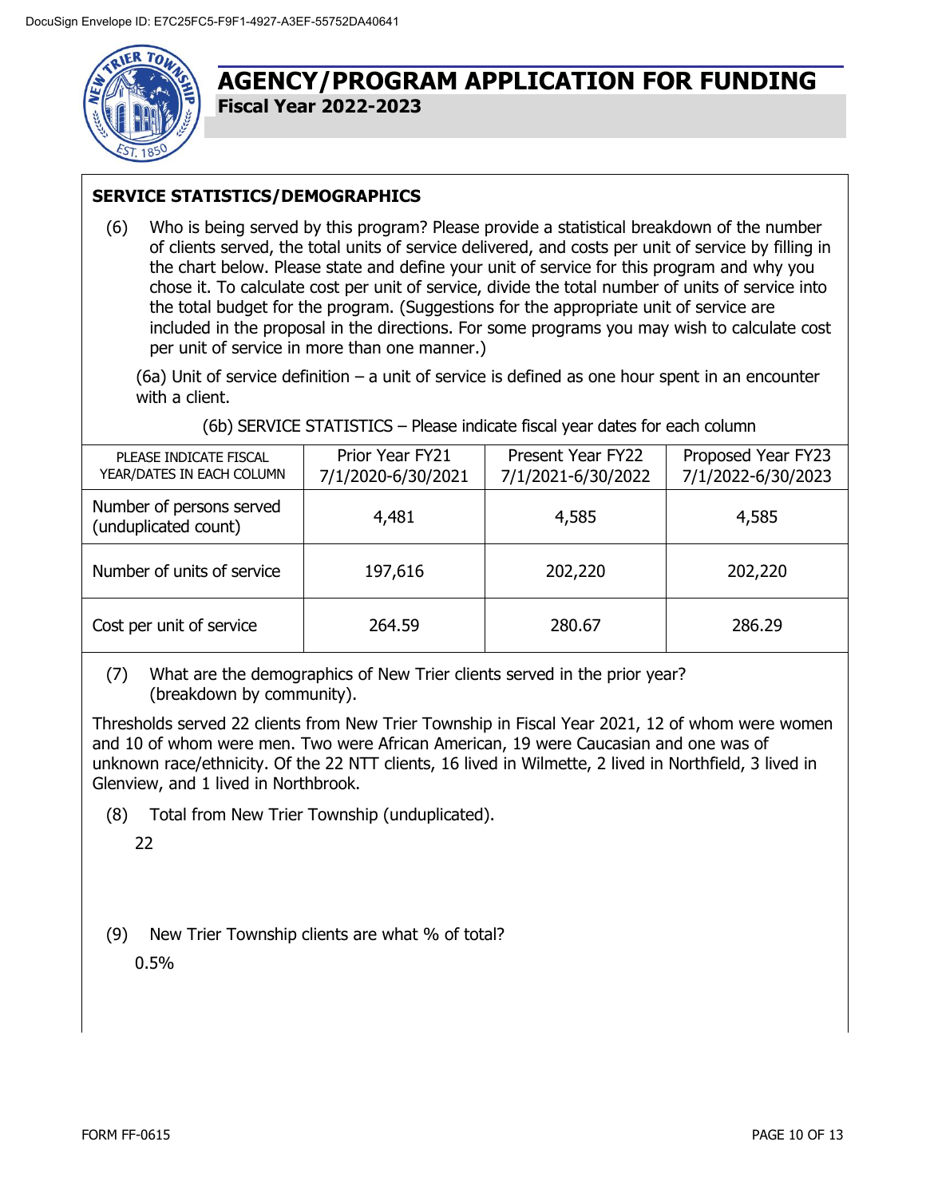DocuSign Envelope ID: E7C25FC5-F9F1-4927-A3EF-55752DA40641

# AGENCY/PROGRAM APPLICATION FOR FUNDING

**Fiscal Year 2022-2023**

## SERVICE STATISTICS/DEMOGRAPHICS

(6) Who is being served by this program? Please provide a statistical breakdown of the number of clients served, the total units of service delivered, and costs per unit of service by filling in the chart below. Please state and define your unit of service for this program and why you chose it. To calculate cost per unit of service, divide the total number of units of service into the total budget for the program. (Suggestions for the appropriate unit of service are included in the proposal in the directions. For some programs you may wish to calculate cost per unit of service in more than one manner.)

(6a) Unit of service definition – a unit of service is defined as one hour spent in an encounter with a client.

(6b) SERVICE STATISTICS – Please indicate fiscal year dates for each column

| PLEASE INDICATE FISCAL YEAR/DATES IN EACH COLUMN | Prior Year FY21 7/1/2020-6/30/2021 | Present Year FY22 7/1/2021-6/30/2022 | Proposed Year FY23 7/1/2022-6/30/2023 |
|---|---|---|---|
| Number of persons served (unduplicated count) | 4,481 | 4,585 | 4,585 |
| Number of units of service | 197,616 | 202,220 | 202,220 |
| Cost per unit of service | 264.59 | 280.67 | 286.29 |

(7) What are the demographics of New Trier clients served in the prior year? (breakdown by community).

Thresholds served 22 clients from New Trier Township in Fiscal Year 2021, 12 of whom were women and 10 of whom were men. Two were African American, 19 were Caucasian and one was of unknown race/ethnicity. Of the 22 NTT clients, 16 lived in Wilmette, 2 lived in Northfield, 3 lived in Glenview, and 1 lived in Northbrook.

(8) Total from New Trier Township (unduplicated).

22

(9) New Trier Township clients are what % of total?

0.5%

FORM FF-0615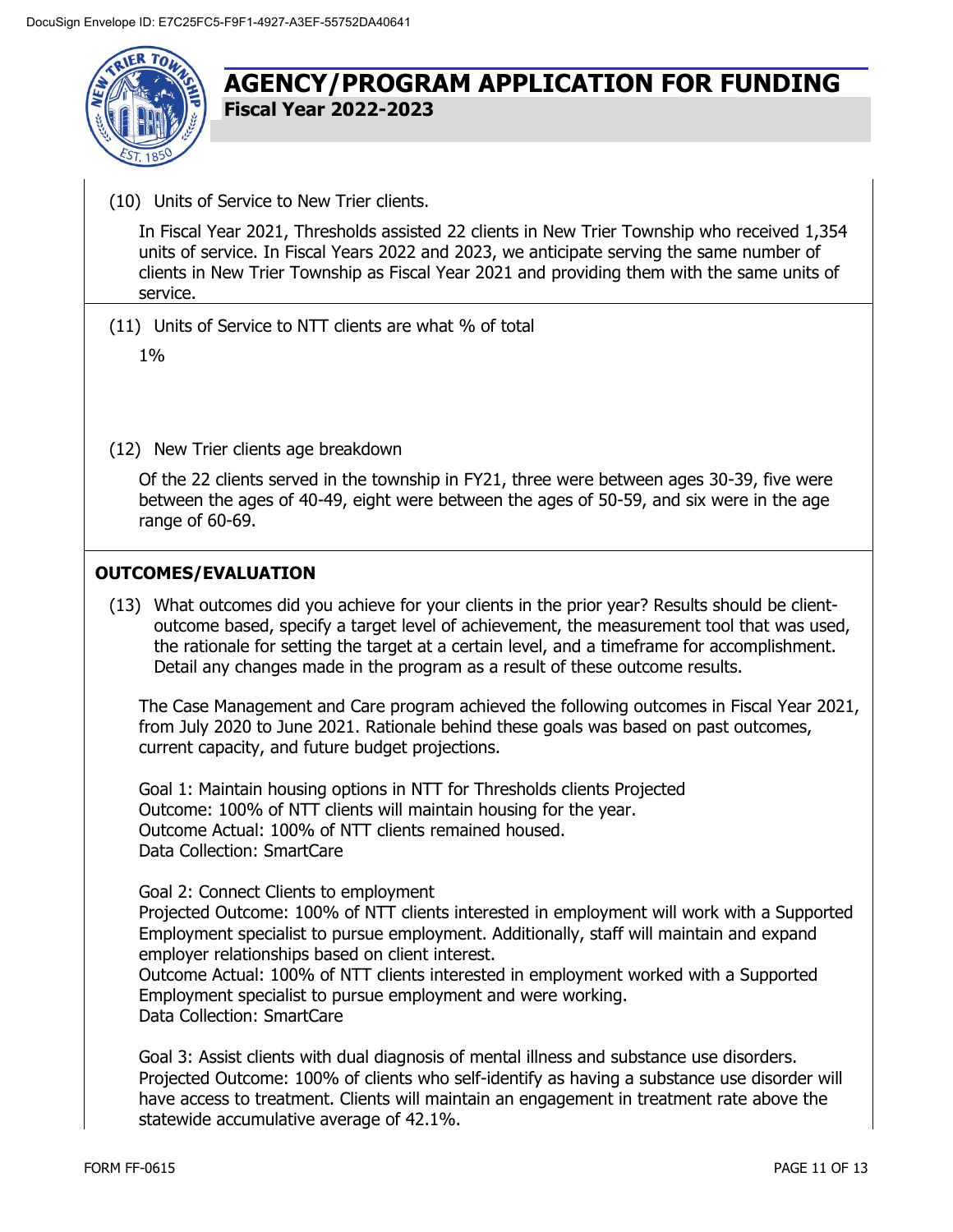(10) Units of Service to New Trier clients.

In Fiscal Year 2021, Thresholds assisted 22 clients in New Trier Township who received 1,354 units of service. In Fiscal Years 2022 and 2023, we anticipate serving the same number of clients in New Trier Township as Fiscal Year 2021 and providing them with the same units of service.

(11) Units of Service to NTT clients are what % of total

1%

(12) New Trier clients age breakdown

Of the 22 clients served in the township in FY21, three were between ages 30-39, five were between the ages of 40-49, eight were between the ages of 50-59, and six were in the age range of 60-69.

## OUTCOMES/EVALUATION

(13) What outcomes did you achieve for your clients in the prior year? Results should be client-outcome based, specify a target level of achievement, the measurement tool that was used, the rationale for setting the target at a certain level, and a timeframe for accomplishment. Detail any changes made in the program as a result of these outcome results.

The Case Management and Care program achieved the following outcomes in Fiscal Year 2021, from July 2020 to June 2021. Rationale behind these goals was based on past outcomes, current capacity, and future budget projections.

Goal 1: Maintain housing options in NTT for Thresholds clients Projected
Outcome: 100% of NTT clients will maintain housing for the year.
Outcome Actual: 100% of NTT clients remained housed.
Data Collection: SmartCare

Goal 2: Connect Clients to employment
Projected Outcome: 100% of NTT clients interested in employment will work with a Supported Employment specialist to pursue employment. Additionally, staff will maintain and expand employer relationships based on client interest.
Outcome Actual: 100% of NTT clients interested in employment worked with a Supported Employment specialist to pursue employment and were working.
Data Collection: SmartCare

Goal 3: Assist clients with dual diagnosis of mental illness and substance use disorders.
Projected Outcome: 100% of clients who self-identify as having a substance use disorder will have access to treatment. Clients will maintain an engagement in treatment rate above the statewide accumulative average of 42.1%.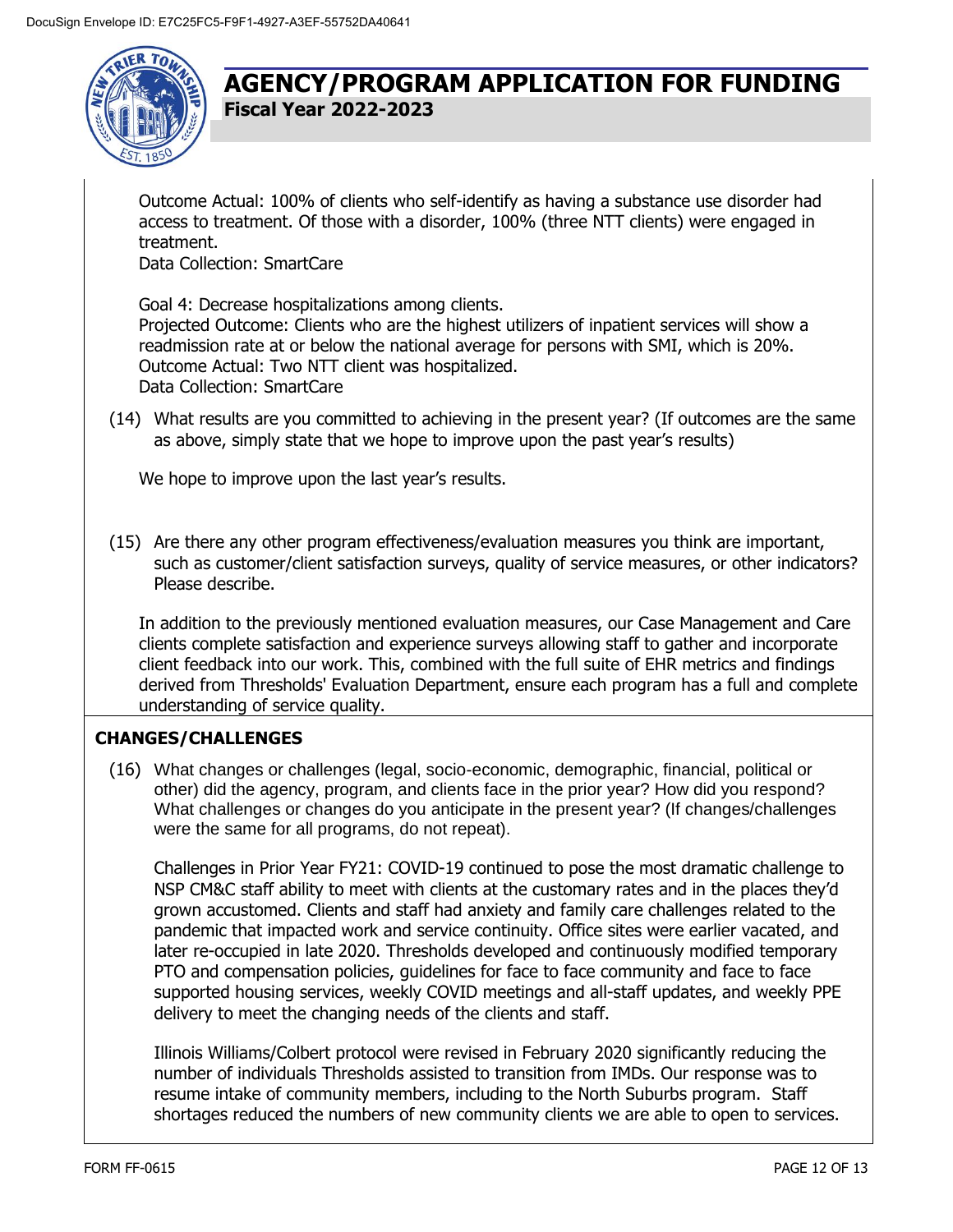Outcome Actual: 100% of clients who self-identify as having a substance use disorder had access to treatment. Of those with a disorder, 100% (three NTT clients) were engaged in treatment.
Data Collection: SmartCare

Goal 4: Decrease hospitalizations among clients.
Projected Outcome: Clients who are the highest utilizers of inpatient services will show a readmission rate at or below the national average for persons with SMI, which is 20%.
Outcome Actual: Two NTT client was hospitalized.
Data Collection: SmartCare

(14) What results are you committed to achieving in the present year? (If outcomes are the same as above, simply state that we hope to improve upon the past year's results)

We hope to improve upon the last year's results.

(15) Are there any other program effectiveness/evaluation measures you think are important, such as customer/client satisfaction surveys, quality of service measures, or other indicators? Please describe.

In addition to the previously mentioned evaluation measures, our Case Management and Care clients complete satisfaction and experience surveys allowing staff to gather and incorporate client feedback into our work. This, combined with the full suite of EHR metrics and findings derived from Thresholds' Evaluation Department, ensure each program has a full and complete understanding of service quality.

## CHANGES/CHALLENGES

(16) What changes or challenges (legal, socio-economic, demographic, financial, political or other) did the agency, program, and clients face in the prior year? How did you respond? What challenges or changes do you anticipate in the present year? (If changes/challenges were the same for all programs, do not repeat).

Challenges in Prior Year FY21: COVID-19 continued to pose the most dramatic challenge to NSP CM&C staff ability to meet with clients at the customary rates and in the places they'd grown accustomed. Clients and staff had anxiety and family care challenges related to the pandemic that impacted work and service continuity. Office sites were earlier vacated, and later re-occupied in late 2020. Thresholds developed and continuously modified temporary PTO and compensation policies, guidelines for face to face community and face to face supported housing services, weekly COVID meetings and all-staff updates, and weekly PPE delivery to meet the changing needs of the clients and staff.

Illinois Williams/Colbert protocol were revised in February 2020 significantly reducing the number of individuals Thresholds assisted to transition from IMDs. Our response was to resume intake of community members, including to the North Suburbs program. Staff shortages reduced the numbers of new community clients we are able to open to services.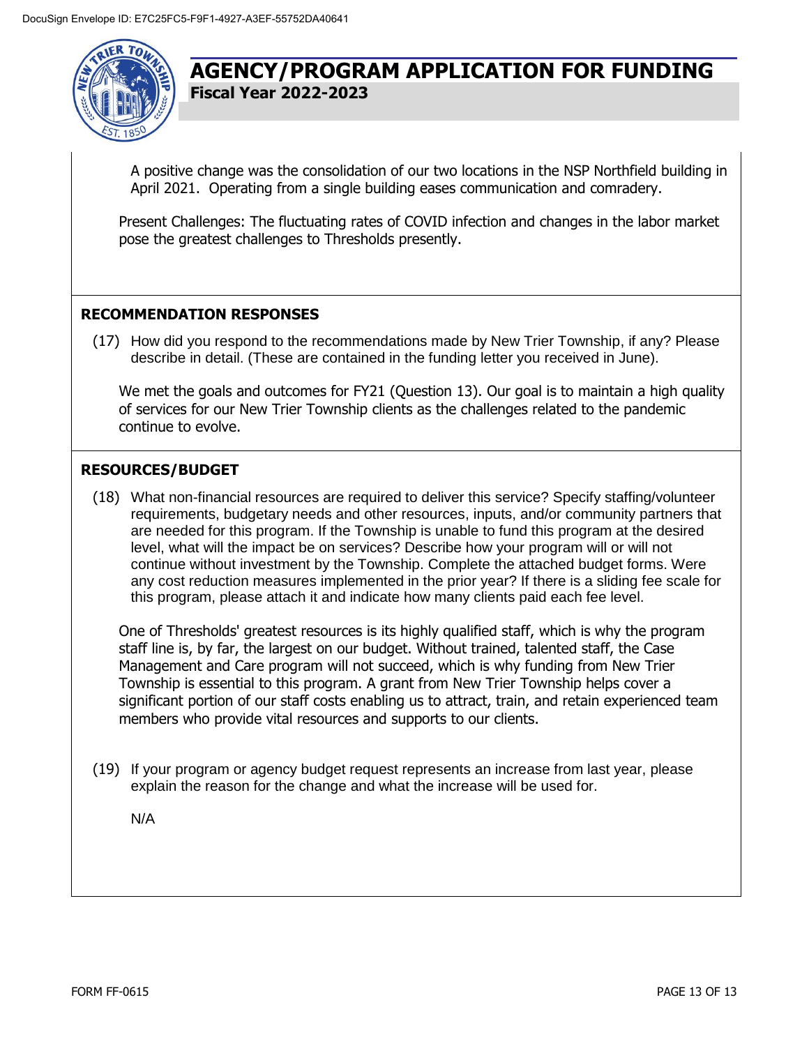A positive change was the consolidation of our two locations in the NSP Northfield building in April 2021. Operating from a single building eases communication and comradery.

Present Challenges: The fluctuating rates of COVID infection and changes in the labor market pose the greatest challenges to Thresholds presently.

## RECOMMENDATION RESPONSES

(17) How did you respond to the recommendations made by New Trier Township, if any? Please describe in detail. (These are contained in the funding letter you received in June).

We met the goals and outcomes for FY21 (Question 13). Our goal is to maintain a high quality of services for our New Trier Township clients as the challenges related to the pandemic continue to evolve.

## RESOURCES/BUDGET

(18) What non-financial resources are required to deliver this service? Specify staffing/volunteer requirements, budgetary needs and other resources, inputs, and/or community partners that are needed for this program. If the Township is unable to fund this program at the desired level, what will the impact be on services? Describe how your program will or will not continue without investment by the Township. Complete the attached budget forms. Were any cost reduction measures implemented in the prior year? If there is a sliding fee scale for this program, please attach it and indicate how many clients paid each fee level.

One of Thresholds' greatest resources is its highly qualified staff, which is why the program staff line is, by far, the largest on our budget. Without trained, talented staff, the Case Management and Care program will not succeed, which is why funding from New Trier Township is essential to this program. A grant from New Trier Township helps cover a significant portion of our staff costs enabling us to attract, train, and retain experienced team members who provide vital resources and supports to our clients.

(19) If your program or agency budget request represents an increase from last year, please explain the reason for the change and what the increase will be used for.

N/A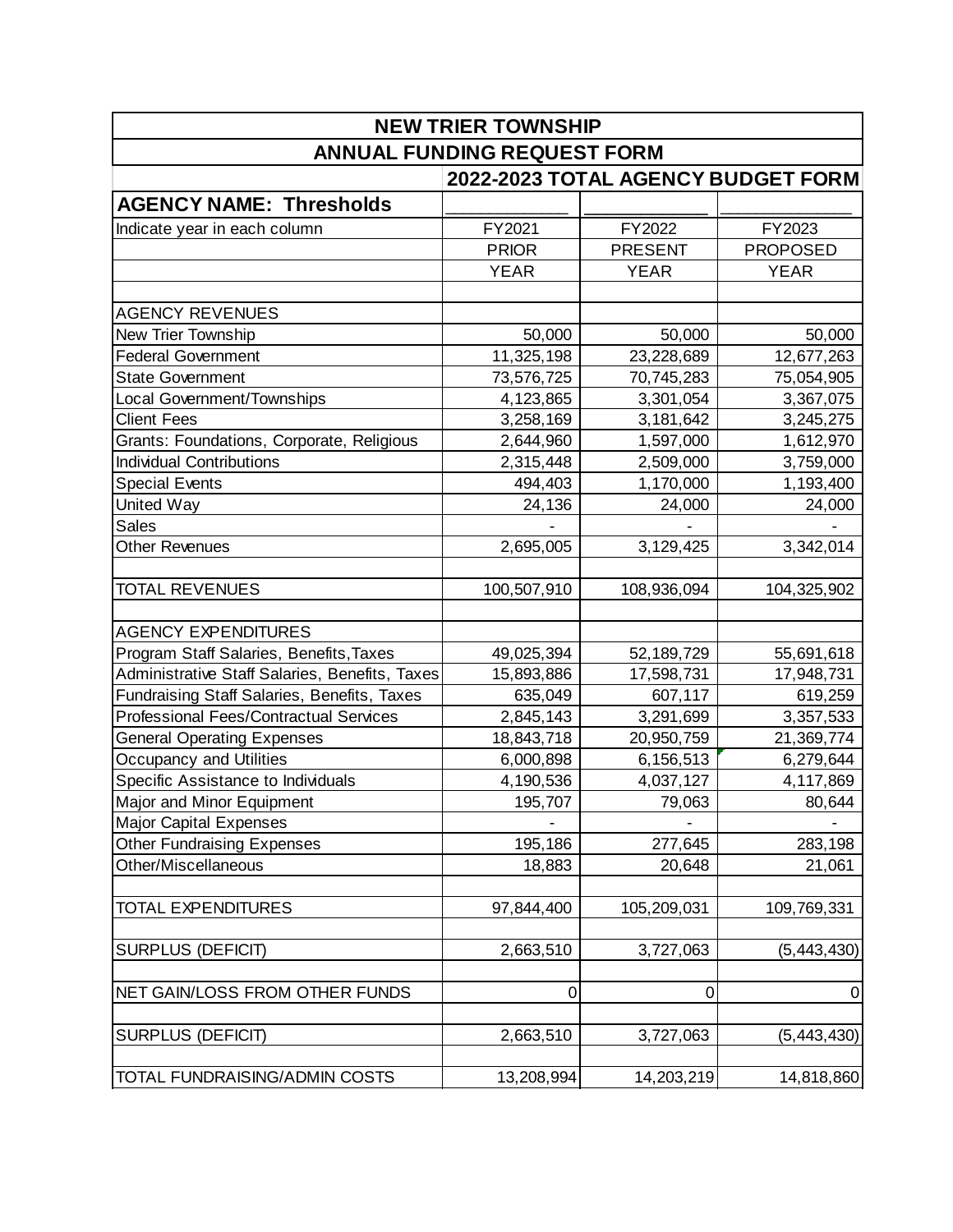# NEW TRIER TOWNSHIP

## ANNUAL FUNDING REQUEST FORM

| | 2022-2023 TOTAL AGENCY BUDGET FORM | | |
|---|---|---|---|
| **AGENCY NAME: Thresholds** | ___________ | ___________ | ___________ |
| Indicate year in each column | FY2021 | FY2022 | FY2023 |
| | PRIOR | PRESENT | PROPOSED |
| | YEAR | YEAR | YEAR |
| | | | |
| AGENCY REVENUES | | | |
| New Trier Township | 50,000 | 50,000 | 50,000 |
| Federal Government | 11,325,198 | 23,228,689 | 12,677,263 |
| State Government | 73,576,725 | 70,745,283 | 75,054,905 |
| Local Government/Townships | 4,123,865 | 3,301,054 | 3,367,075 |
| Client Fees | 3,258,169 | 3,181,642 | 3,245,275 |
| Grants: Foundations, Corporate, Religious | 2,644,960 | 1,597,000 | 1,612,970 |
| Individual Contributions | 2,315,448 | 2,509,000 | 3,759,000 |
| Special Events | 494,403 | 1,170,000 | 1,193,400 |
| United Way | 24,136 | 24,000 | 24,000 |
| Sales | - | - | - |
| Other Revenues | 2,695,005 | 3,129,425 | 3,342,014 |
| | | | |
| TOTAL REVENUES | 100,507,910 | 108,936,094 | 104,325,902 |
| | | | |
| AGENCY EXPENDITURES | | | |
| Program Staff Salaries, Benefits,Taxes | 49,025,394 | 52,189,729 | 55,691,618 |
| Administrative Staff Salaries, Benefits, Taxes | 15,893,886 | 17,598,731 | 17,948,731 |
| Fundraising Staff Salaries, Benefits, Taxes | 635,049 | 607,117 | 619,259 |
| Professional Fees/Contractual Services | 2,845,143 | 3,291,699 | 3,357,533 |
| General Operating Expenses | 18,843,718 | 20,950,759 | 21,369,774 |
| Occupancy and Utilities | 6,000,898 | 6,156,513 | 6,279,644 |
| Specific Assistance to Individuals | 4,190,536 | 4,037,127 | 4,117,869 |
| Major and Minor Equipment | 195,707 | 79,063 | 80,644 |
| Major Capital Expenses | - | - | - |
| Other Fundraising Expenses | 195,186 | 277,645 | 283,198 |
| Other/Miscellaneous | 18,883 | 20,648 | 21,061 |
| | | | |
| TOTAL EXPENDITURES | 97,844,400 | 105,209,031 | 109,769,331 |
| | | | |
| SURPLUS (DEFICIT) | 2,663,510 | 3,727,063 | (5,443,430) |
| | | | |
| NET GAIN/LOSS FROM OTHER FUNDS | 0 | 0 | 0 |
| | | | |
| SURPLUS (DEFICIT) | 2,663,510 | 3,727,063 | (5,443,430) |
| | | | |
| TOTAL FUNDRAISING/ADMIN COSTS | 13,208,994 | 14,203,219 | 14,818,860 |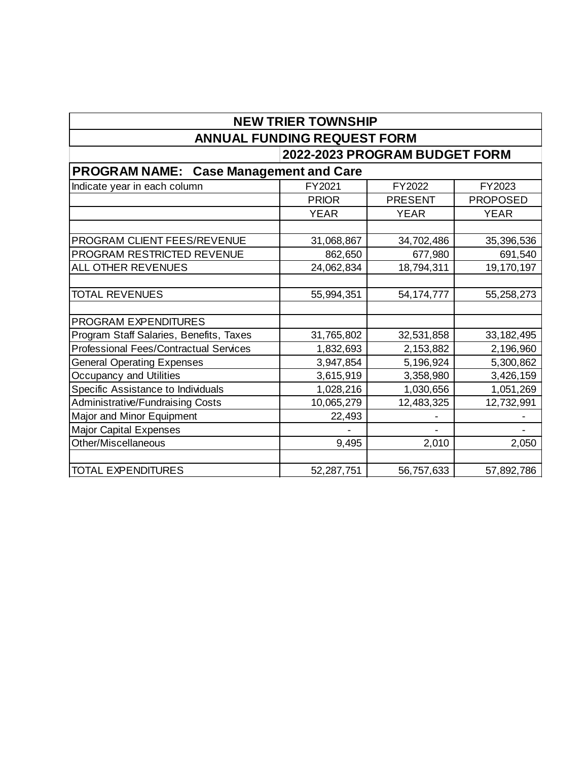| NEW TRIER TOWNSHIP | | | |
| --- | --- | --- | --- |
| ANNUAL FUNDING REQUEST FORM | | | |
| | 2022-2023 PROGRAM BUDGET FORM | | |
| **PROGRAM NAME: Case Management and Care** | | | |
| Indicate year in each column | FY2021 | FY2022 | FY2023 |
| | PRIOR | PRESENT | PROPOSED |
| | YEAR | YEAR | YEAR |
| | | | |
| PROGRAM CLIENT FEES/REVENUE | 31,068,867 | 34,702,486 | 35,396,536 |
| PROGRAM RESTRICTED REVENUE | 862,650 | 677,980 | 691,540 |
| ALL OTHER REVENUES | 24,062,834 | 18,794,311 | 19,170,197 |
| | | | |
| TOTAL REVENUES | 55,994,351 | 54,174,777 | 55,258,273 |
| | | | |
| PROGRAM EXPENDITURES | | | |
| Program Staff Salaries, Benefits, Taxes | 31,765,802 | 32,531,858 | 33,182,495 |
| Professional Fees/Contractual Services | 1,832,693 | 2,153,882 | 2,196,960 |
| General Operating Expenses | 3,947,854 | 5,196,924 | 5,300,862 |
| Occupancy and Utilities | 3,615,919 | 3,358,980 | 3,426,159 |
| Specific Assistance to Individuals | 1,028,216 | 1,030,656 | 1,051,269 |
| Administrative/Fundraising Costs | 10,065,279 | 12,483,325 | 12,732,991 |
| Major and Minor Equipment | 22,493 | - | - |
| Major Capital Expenses | - | - | - |
| Other/Miscellaneous | 9,495 | 2,010 | 2,050 |
| | | | |
| TOTAL EXPENDITURES | 52,287,751 | 56,757,633 | 57,892,786 |